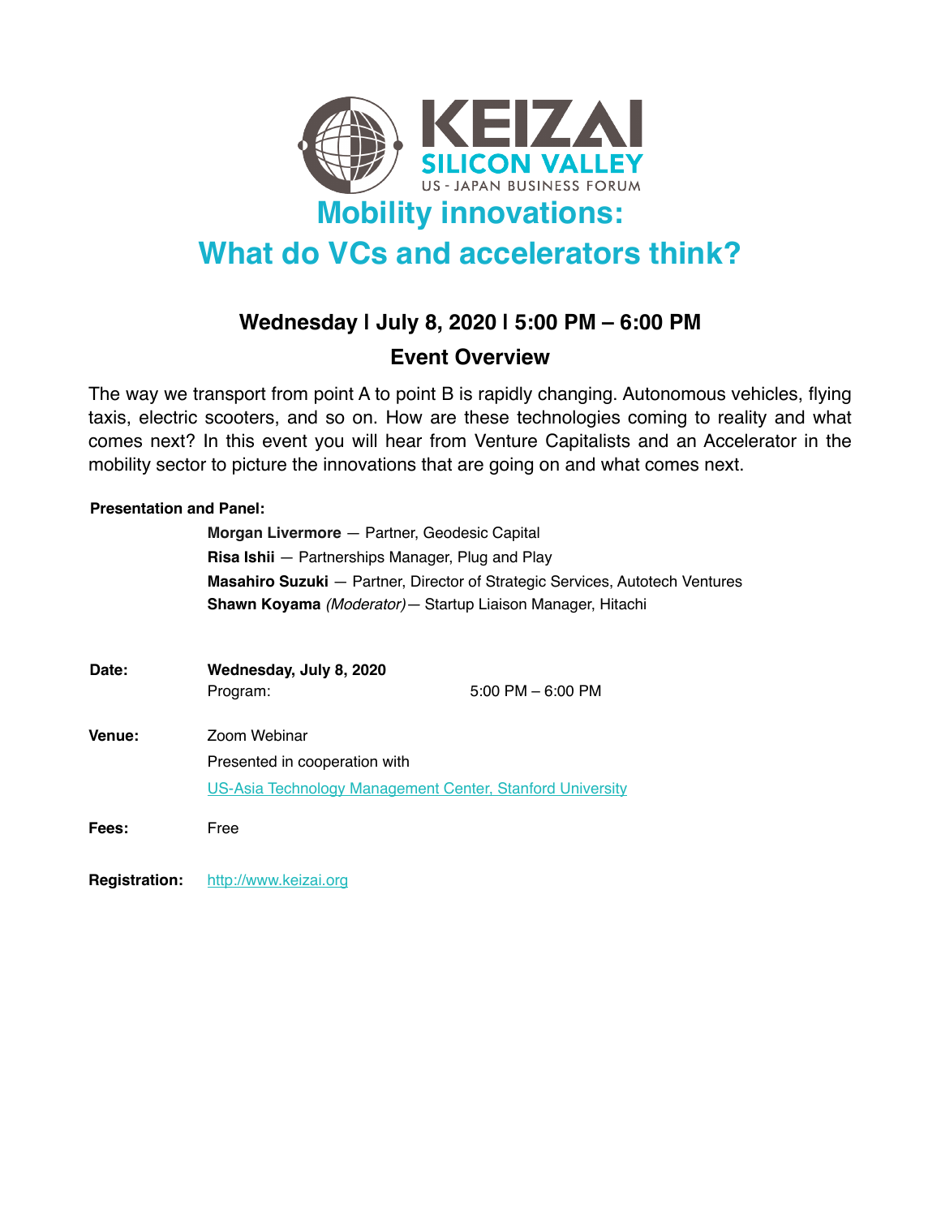KEIZAI
SILICON VALLEY
US - JAPAN BUSINESS FORUM

# Mobility innovations:
# What do VCs and accelerators think?

## Wednesday | July 8, 2020 | 5:00 PM – 6:00 PM

## Event Overview

The way we transport from point A to point B is rapidly changing. Autonomous vehicles, flying taxis, electric scooters, and so on. How are these technologies coming to reality and what comes next? In this event you will hear from Venture Capitalists and an Accelerator in the mobility sector to picture the innovations that are going on and what comes next.

**Presentation and Panel:**

**Morgan Livermore** — Partner, Geodesic Capital
**Risa Ishii** — Partnerships Manager, Plug and Play
**Masahiro Suzuki** — Partner, Director of Strategic Services, Autotech Ventures
**Shawn Koyama** *(Moderator)* — Startup Liaison Manager, Hitachi

**Date:** **Wednesday, July 8, 2020**
Program: 5:00 PM – 6:00 PM

**Venue:** Zoom Webinar
Presented in cooperation with
US-Asia Technology Management Center, Stanford University

**Fees:** Free

**Registration:** http://www.keizai.org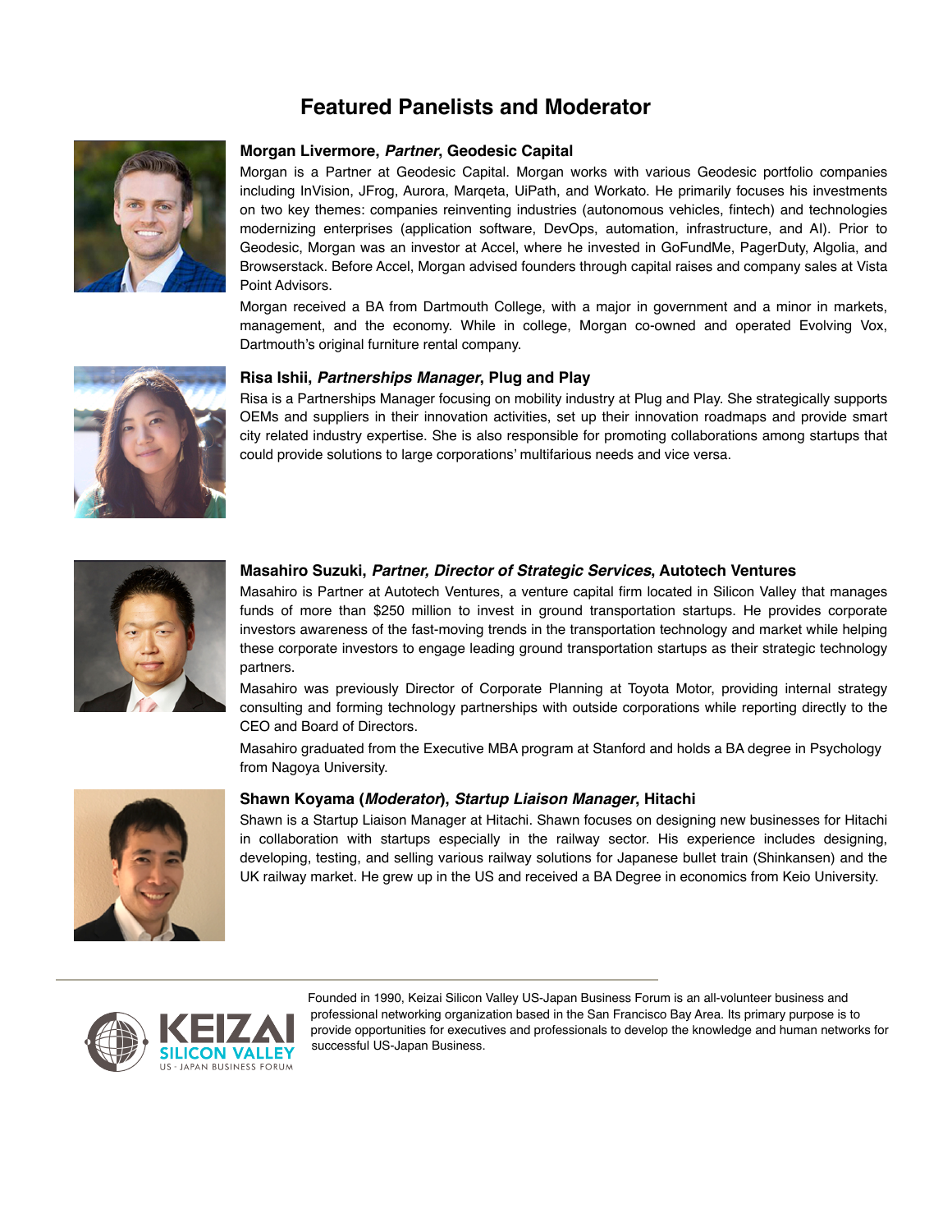# Featured Panelists and Moderator

**Morgan Livermore, *Partner*, Geodesic Capital**

Morgan is a Partner at Geodesic Capital. Morgan works with various Geodesic portfolio companies including InVision, JFrog, Aurora, Marqeta, UiPath, and Workato. He primarily focuses his investments on two key themes: companies reinventing industries (autonomous vehicles, fintech) and technologies modernizing enterprises (application software, DevOps, automation, infrastructure, and AI). Prior to Geodesic, Morgan was an investor at Accel, where he invested in GoFundMe, PagerDuty, Algolia, and Browserstack. Before Accel, Morgan advised founders through capital raises and company sales at Vista Point Advisors.

Morgan received a BA from Dartmouth College, with a major in government and a minor in markets, management, and the economy. While in college, Morgan co-owned and operated Evolving Vox, Dartmouth's original furniture rental company.

**Risa Ishii, *Partnerships Manager*, Plug and Play**

Risa is a Partnerships Manager focusing on mobility industry at Plug and Play. She strategically supports OEMs and suppliers in their innovation activities, set up their innovation roadmaps and provide smart city related industry expertise. She is also responsible for promoting collaborations among startups that could provide solutions to large corporations' multifarious needs and vice versa.

**Masahiro Suzuki, *Partner, Director of Strategic Services*, Autotech Ventures**

Masahiro is Partner at Autotech Ventures, a venture capital firm located in Silicon Valley that manages funds of more than $250 million to invest in ground transportation startups. He provides corporate investors awareness of the fast-moving trends in the transportation technology and market while helping these corporate investors to engage leading ground transportation startups as their strategic technology partners.

Masahiro was previously Director of Corporate Planning at Toyota Motor, providing internal strategy consulting and forming technology partnerships with outside corporations while reporting directly to the CEO and Board of Directors.

Masahiro graduated from the Executive MBA program at Stanford and holds a BA degree in Psychology from Nagoya University.

**Shawn Koyama (*Moderator*), *Startup Liaison Manager*, Hitachi**

Shawn is a Startup Liaison Manager at Hitachi. Shawn focuses on designing new businesses for Hitachi in collaboration with startups especially in the railway sector. His experience includes designing, developing, testing, and selling various railway solutions for Japanese bullet train (Shinkansen) and the UK railway market. He grew up in the US and received a BA Degree in economics from Keio University.

---

KEIZAI SILICON VALLEY US - JAPAN BUSINESS FORUM

Founded in 1990, Keizai Silicon Valley US-Japan Business Forum is an all-volunteer business and professional networking organization based in the San Francisco Bay Area. Its primary purpose is to provide opportunities for executives and professionals to develop the knowledge and human networks for successful US-Japan Business.